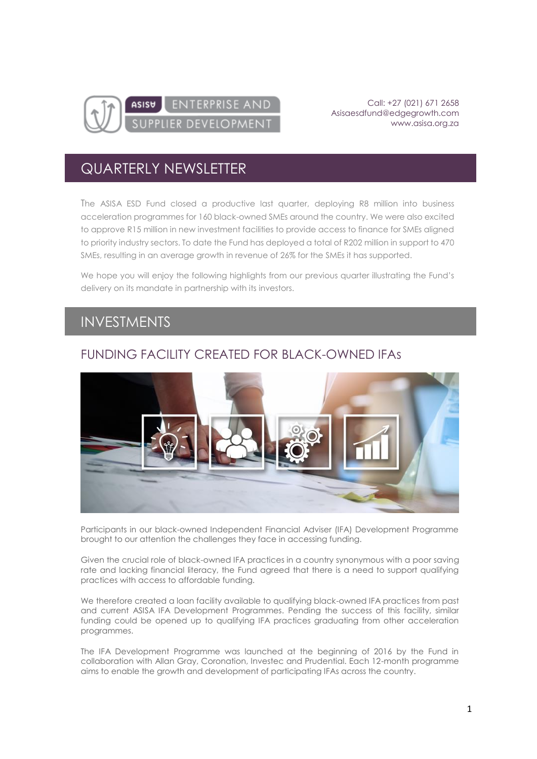Call: +27 (021) 671 2658
Asisaesdfund@edgegrowth.com
www.asisa.org.za

# QUARTERLY NEWSLETTER

The ASISA ESD Fund closed a productive last quarter, deploying R8 million into business acceleration programmes for 160 black-owned SMEs around the country. We were also excited to approve R15 million in new investment facilities to provide access to finance for SMEs aligned to priority industry sectors. To date the Fund has deployed a total of R202 million in support to 470 SMEs, resulting in an average growth in revenue of 26% for the SMEs it has supported.

We hope you will enjoy the following highlights from our previous quarter illustrating the Fund's delivery on its mandate in partnership with its investors.

# INVESTMENTS

## FUNDING FACILITY CREATED FOR BLACK-OWNED IFAs

Participants in our black-owned Independent Financial Adviser (IFA) Development Programme brought to our attention the challenges they face in accessing funding.

Given the crucial role of black-owned IFA practices in a country synonymous with a poor saving rate and lacking financial literacy, the Fund agreed that there is a need to support qualifying practices with access to affordable funding.

We therefore created a loan facility available to qualifying black-owned IFA practices from past and current ASISA IFA Development Programmes. Pending the success of this facility, similar funding could be opened up to qualifying IFA practices graduating from other acceleration programmes.

The IFA Development Programme was launched at the beginning of 2016 by the Fund in collaboration with Allan Gray, Coronation, Investec and Prudential. Each 12-month programme aims to enable the growth and development of participating IFAs across the country.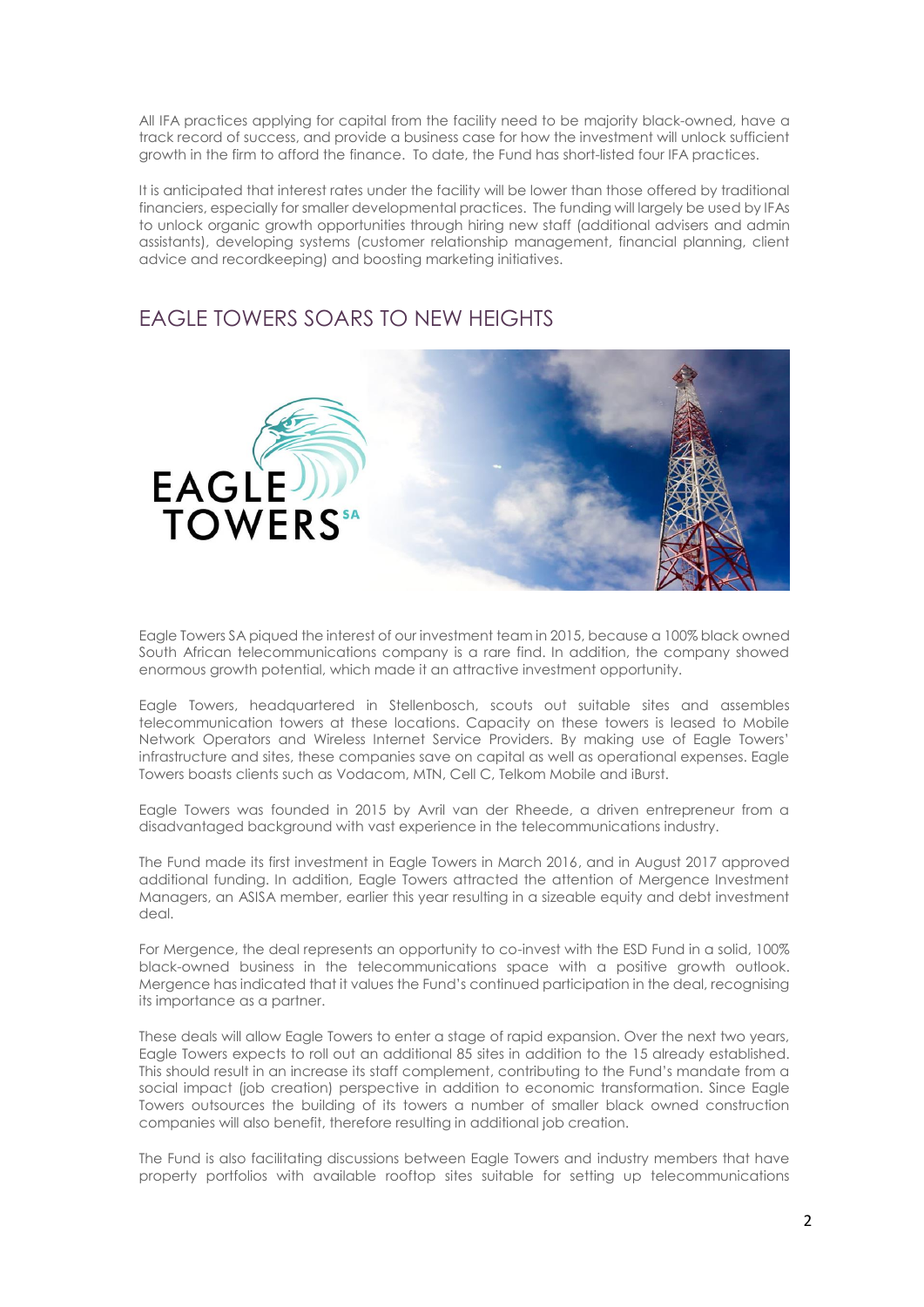All IFA practices applying for capital from the facility need to be majority black-owned, have a track record of success, and provide a business case for how the investment will unlock sufficient growth in the firm to afford the finance. To date, the Fund has short-listed four IFA practices.

It is anticipated that interest rates under the facility will be lower than those offered by traditional financiers, especially for smaller developmental practices. The funding will largely be used by IFAs to unlock organic growth opportunities through hiring new staff (additional advisers and admin assistants), developing systems (customer relationship management, financial planning, client advice and recordkeeping) and boosting marketing initiatives.

## EAGLE TOWERS SOARS TO NEW HEIGHTS

Eagle Towers SA piqued the interest of our investment team in 2015, because a 100% black owned South African telecommunications company is a rare find. In addition, the company showed enormous growth potential, which made it an attractive investment opportunity.

Eagle Towers, headquartered in Stellenbosch, scouts out suitable sites and assembles telecommunication towers at these locations. Capacity on these towers is leased to Mobile Network Operators and Wireless Internet Service Providers. By making use of Eagle Towers' infrastructure and sites, these companies save on capital as well as operational expenses. Eagle Towers boasts clients such as Vodacom, MTN, Cell C, Telkom Mobile and iBurst.

Eagle Towers was founded in 2015 by Avril van der Rheede, a driven entrepreneur from a disadvantaged background with vast experience in the telecommunications industry.

The Fund made its first investment in Eagle Towers in March 2016, and in August 2017 approved additional funding. In addition, Eagle Towers attracted the attention of Mergence Investment Managers, an ASISA member, earlier this year resulting in a sizeable equity and debt investment deal.

For Mergence, the deal represents an opportunity to co-invest with the ESD Fund in a solid, 100% black-owned business in the telecommunications space with a positive growth outlook. Mergence has indicated that it values the Fund's continued participation in the deal, recognising its importance as a partner.

These deals will allow Eagle Towers to enter a stage of rapid expansion. Over the next two years, Eagle Towers expects to roll out an additional 85 sites in addition to the 15 already established. This should result in an increase its staff complement, contributing to the Fund's mandate from a social impact (job creation) perspective in addition to economic transformation. Since Eagle Towers outsources the building of its towers a number of smaller black owned construction companies will also benefit, therefore resulting in additional job creation.

The Fund is also facilitating discussions between Eagle Towers and industry members that have property portfolios with available rooftop sites suitable for setting up telecommunications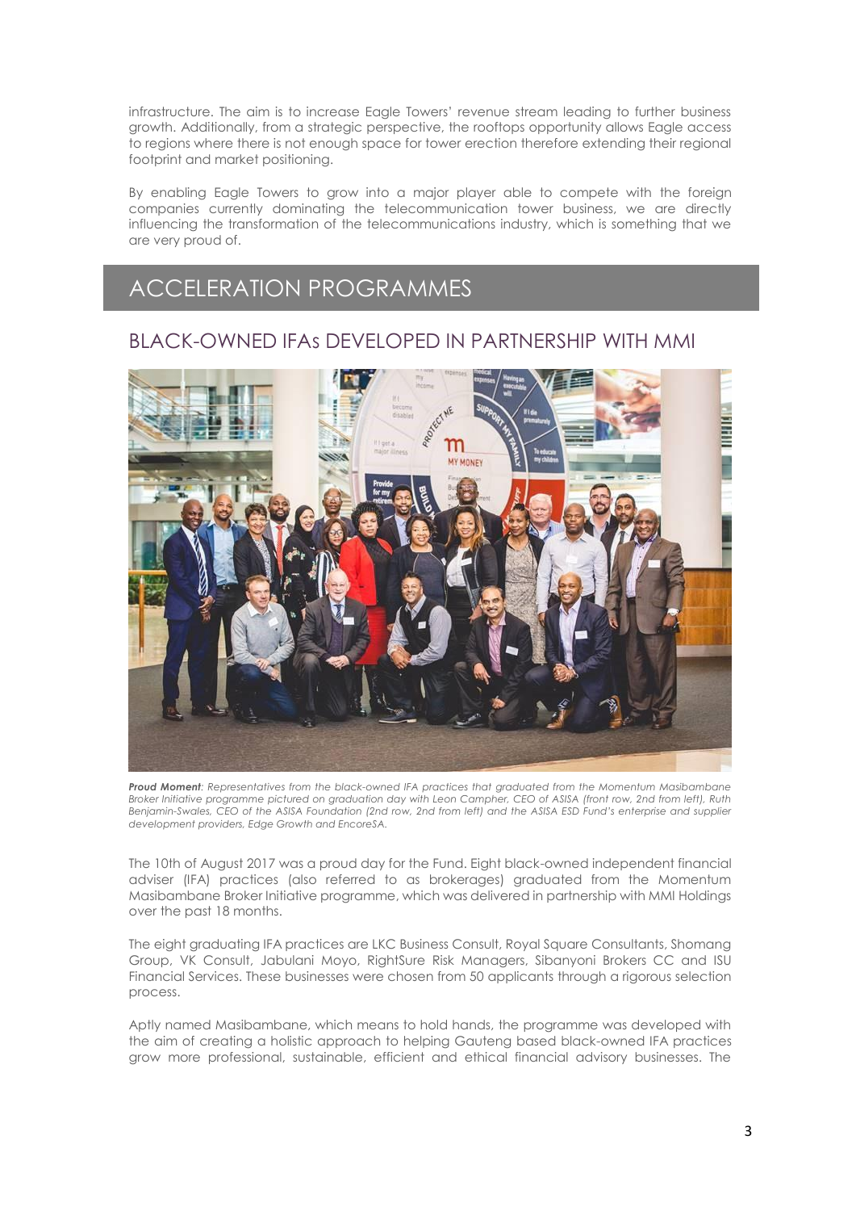infrastructure. The aim is to increase Eagle Towers' revenue stream leading to further business growth. Additionally, from a strategic perspective, the rooftops opportunity allows Eagle access to regions where there is not enough space for tower erection therefore extending their regional footprint and market positioning.

By enabling Eagle Towers to grow into a major player able to compete with the foreign companies currently dominating the telecommunication tower business, we are directly influencing the transformation of the telecommunications industry, which is something that we are very proud of.

# ACCELERATION PROGRAMMES

## BLACK-OWNED IFAs DEVELOPED IN PARTNERSHIP WITH MMI

***Proud Moment**: Representatives from the black-owned IFA practices that graduated from the Momentum Masibambane Broker Initiative programme pictured on graduation day with Leon Campher, CEO of ASISA (front row, 2nd from left), Ruth Benjamin-Swales, CEO of the ASISA Foundation (2nd row, 2nd from left) and the ASISA ESD Fund's enterprise and supplier development providers, Edge Growth and EncoreSA.*

The 10th of August 2017 was a proud day for the Fund. Eight black-owned independent financial adviser (IFA) practices (also referred to as brokerages) graduated from the Momentum Masibambane Broker Initiative programme, which was delivered in partnership with MMI Holdings over the past 18 months.

The eight graduating IFA practices are LKC Business Consult, Royal Square Consultants, Shomang Group, VK Consult, Jabulani Moyo, RightSure Risk Managers, Sibanyoni Brokers CC and ISU Financial Services. These businesses were chosen from 50 applicants through a rigorous selection process.

Aptly named Masibambane, which means to hold hands, the programme was developed with the aim of creating a holistic approach to helping Gauteng based black-owned IFA practices grow more professional, sustainable, efficient and ethical financial advisory businesses. The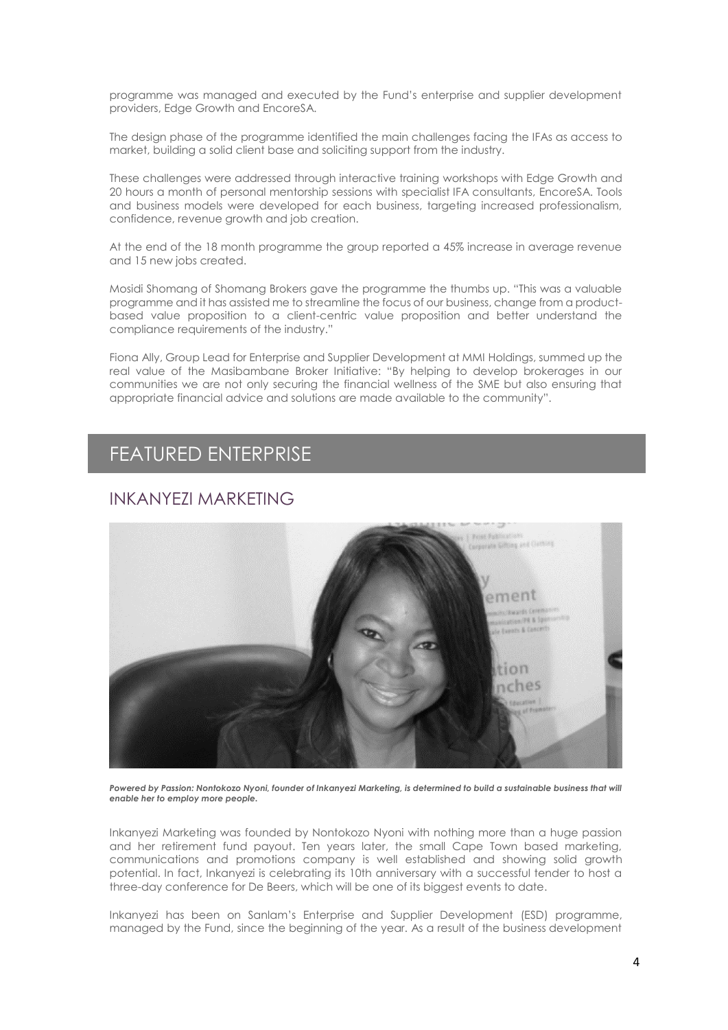programme was managed and executed by the Fund's enterprise and supplier development providers, Edge Growth and EncoreSA.

The design phase of the programme identified the main challenges facing the IFAs as access to market, building a solid client base and soliciting support from the industry.

These challenges were addressed through interactive training workshops with Edge Growth and 20 hours a month of personal mentorship sessions with specialist IFA consultants, EncoreSA. Tools and business models were developed for each business, targeting increased professionalism, confidence, revenue growth and job creation.

At the end of the 18 month programme the group reported a 45% increase in average revenue and 15 new jobs created.

Mosidi Shomang of Shomang Brokers gave the programme the thumbs up. "This was a valuable programme and it has assisted me to streamline the focus of our business, change from a product-based value proposition to a client-centric value proposition and better understand the compliance requirements of the industry."

Fiona Ally, Group Lead for Enterprise and Supplier Development at MMI Holdings, summed up the real value of the Masibambane Broker Initiative: "By helping to develop brokerages in our communities we are not only securing the financial wellness of the SME but also ensuring that appropriate financial advice and solutions are made available to the community".

# FEATURED ENTERPRISE

## INKANYEZI MARKETING

***Powered by Passion: Nontokozo Nyoni, founder of Inkanyezi Marketing, is determined to build a sustainable business that will enable her to employ more people.***

Inkanyezi Marketing was founded by Nontokozo Nyoni with nothing more than a huge passion and her retirement fund payout. Ten years later, the small Cape Town based marketing, communications and promotions company is well established and showing solid growth potential. In fact, Inkanyezi is celebrating its 10th anniversary with a successful tender to host a three-day conference for De Beers, which will be one of its biggest events to date.

Inkanyezi has been on Sanlam's Enterprise and Supplier Development (ESD) programme, managed by the Fund, since the beginning of the year. As a result of the business development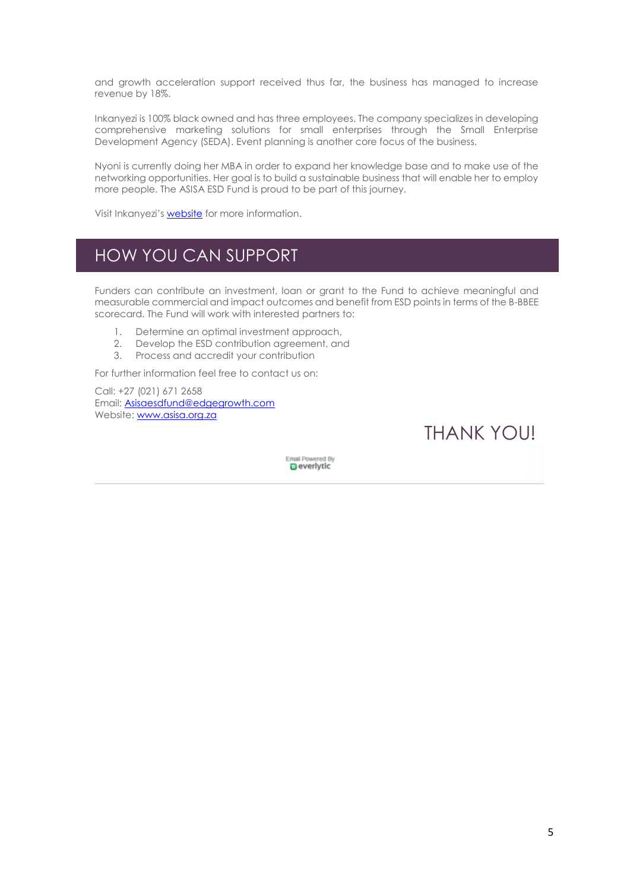and growth acceleration support received thus far, the business has managed to increase revenue by 18%.

Inkanyezi is 100% black owned and has three employees. The company specializes in developing comprehensive marketing solutions for small enterprises through the Small Enterprise Development Agency (SEDA). Event planning is another core focus of the business.

Nyoni is currently doing her MBA in order to expand her knowledge base and to make use of the networking opportunities. Her goal is to build a sustainable business that will enable her to employ more people. The ASISA ESD Fund is proud to be part of this journey.

Visit Inkanyezi's website for more information.

## HOW YOU CAN SUPPORT

Funders can contribute an investment, loan or grant to the Fund to achieve meaningful and measurable commercial and impact outcomes and benefit from ESD points in terms of the B-BBEE scorecard. The Fund will work with interested partners to:

1. Determine an optimal investment approach,
2. Develop the ESD contribution agreement, and
3. Process and accredit your contribution

For further information feel free to contact us on:

Call: +27 (021) 671 2658
Email: Asisaesdfund@edgegrowth.com
Website: www.asisa.org.za

THANK YOU!

Email Powered By everlytic